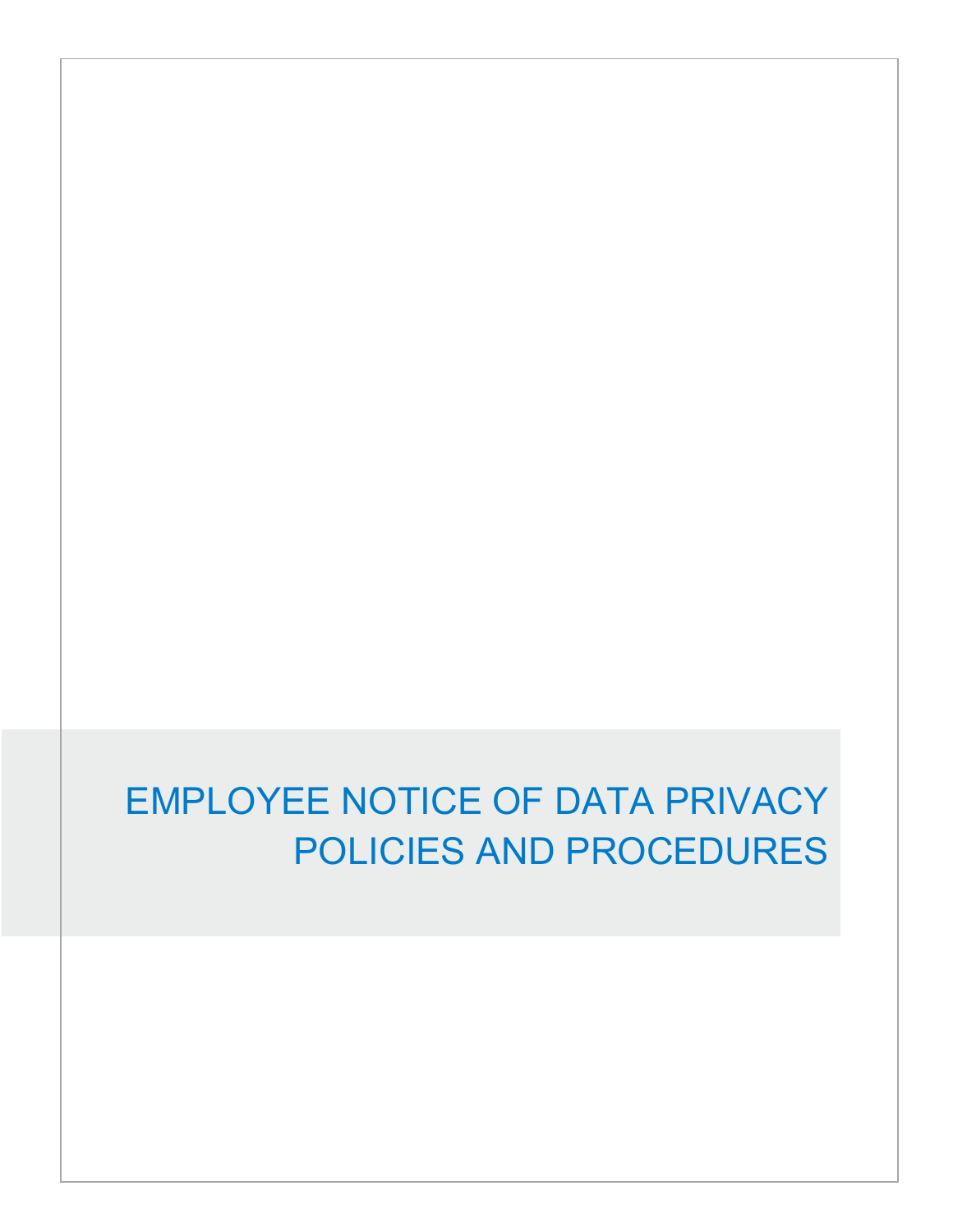# EMPLOYEE NOTICE OF DATA PRIVACY POLICIES AND PROCEDURES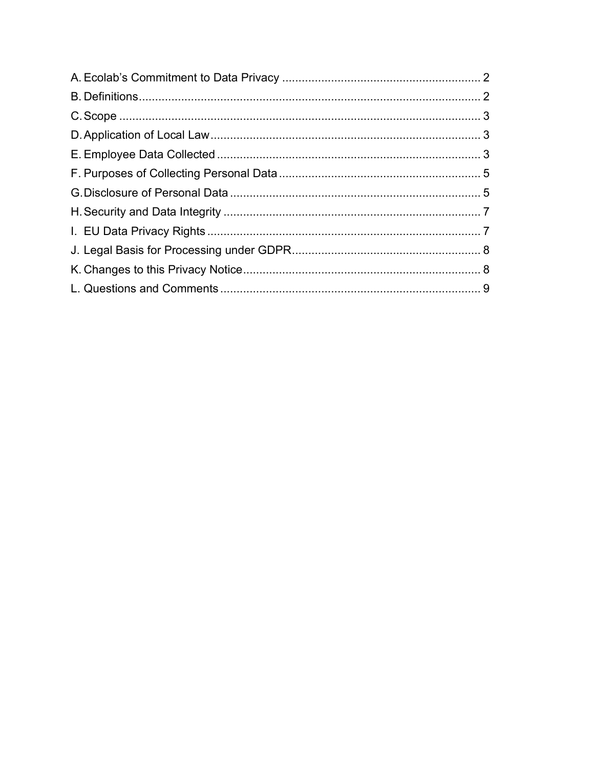A. Ecolab's Commitment to Data Privacy ............................................................ 2
B. Definitions........................................................................................................ 2
C. Scope .............................................................................................................. 3
D. Application of Local Law.................................................................................. 3
E. Employee Data Collected ................................................................................ 3
F. Purposes of Collecting Personal Data ............................................................. 5
G. Disclosure of Personal Data ........................................................................... 5
H. Security and Data Integrity .............................................................................. 7
I. EU Data Privacy Rights ................................................................................... 7
J. Legal Basis for Processing under GDPR......................................................... 8
K. Changes to this Privacy Notice........................................................................ 8
L. Questions and Comments ............................................................................... 9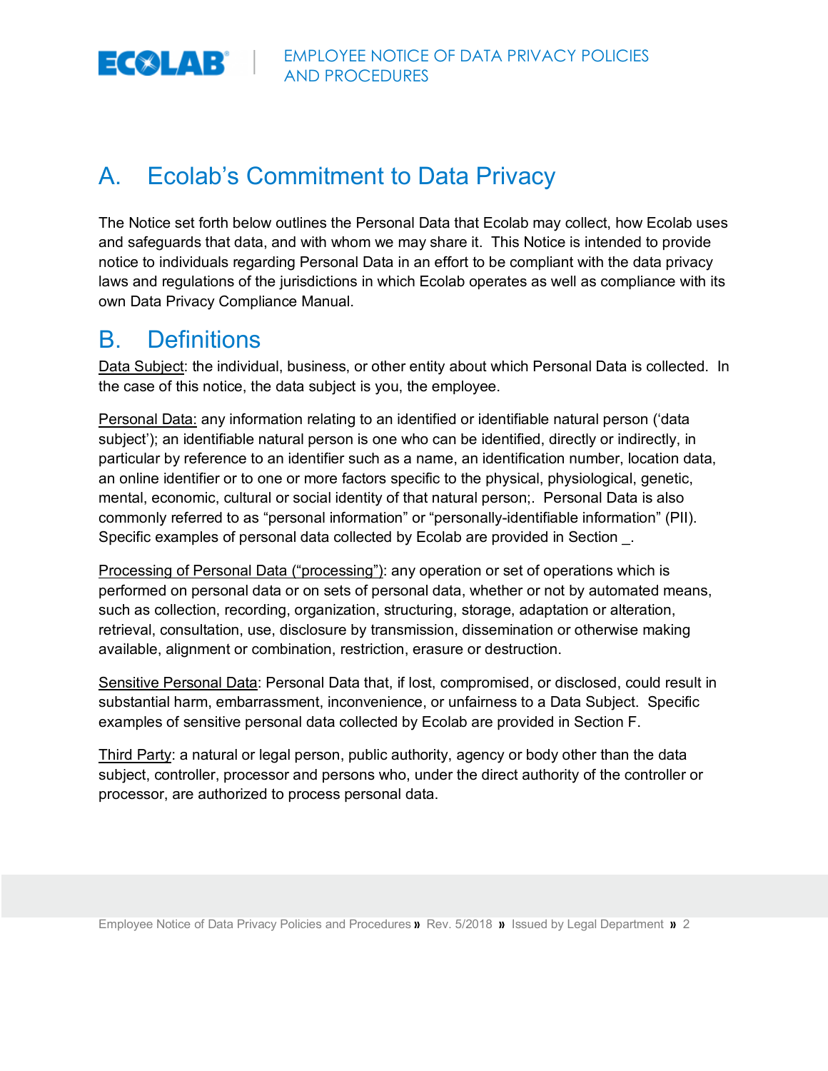## A. Ecolab's Commitment to Data Privacy

The Notice set forth below outlines the Personal Data that Ecolab may collect, how Ecolab uses and safeguards that data, and with whom we may share it. This Notice is intended to provide notice to individuals regarding Personal Data in an effort to be compliant with the data privacy laws and regulations of the jurisdictions in which Ecolab operates as well as compliance with its own Data Privacy Compliance Manual.

## B. Definitions

Data Subject: the individual, business, or other entity about which Personal Data is collected. In the case of this notice, the data subject is you, the employee.

Personal Data: any information relating to an identified or identifiable natural person ('data subject'); an identifiable natural person is one who can be identified, directly or indirectly, in particular by reference to an identifier such as a name, an identification number, location data, an online identifier or to one or more factors specific to the physical, physiological, genetic, mental, economic, cultural or social identity of that natural person;. Personal Data is also commonly referred to as "personal information" or "personally-identifiable information" (PII). Specific examples of personal data collected by Ecolab are provided in Section _.

Processing of Personal Data ("processing"): any operation or set of operations which is performed on personal data or on sets of personal data, whether or not by automated means, such as collection, recording, organization, structuring, storage, adaptation or alteration, retrieval, consultation, use, disclosure by transmission, dissemination or otherwise making available, alignment or combination, restriction, erasure or destruction.

Sensitive Personal Data: Personal Data that, if lost, compromised, or disclosed, could result in substantial harm, embarrassment, inconvenience, or unfairness to a Data Subject. Specific examples of sensitive personal data collected by Ecolab are provided in Section F.

Third Party: a natural or legal person, public authority, agency or body other than the data subject, controller, processor and persons who, under the direct authority of the controller or processor, are authorized to process personal data.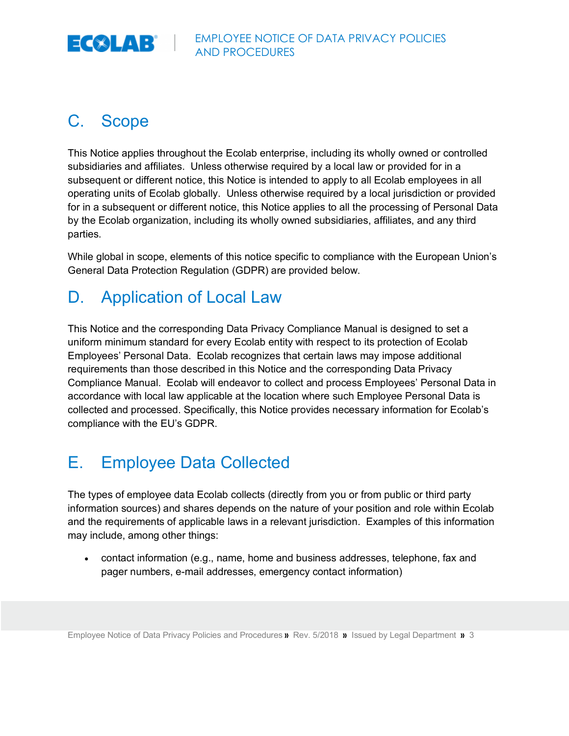## C. Scope

This Notice applies throughout the Ecolab enterprise, including its wholly owned or controlled subsidiaries and affiliates. Unless otherwise required by a local law or provided for in a subsequent or different notice, this Notice is intended to apply to all Ecolab employees in all operating units of Ecolab globally. Unless otherwise required by a local jurisdiction or provided for in a subsequent or different notice, this Notice applies to all the processing of Personal Data by the Ecolab organization, including its wholly owned subsidiaries, affiliates, and any third parties.

While global in scope, elements of this notice specific to compliance with the European Union's General Data Protection Regulation (GDPR) are provided below.

## D. Application of Local Law

This Notice and the corresponding Data Privacy Compliance Manual is designed to set a uniform minimum standard for every Ecolab entity with respect to its protection of Ecolab Employees' Personal Data. Ecolab recognizes that certain laws may impose additional requirements than those described in this Notice and the corresponding Data Privacy Compliance Manual. Ecolab will endeavor to collect and process Employees' Personal Data in accordance with local law applicable at the location where such Employee Personal Data is collected and processed. Specifically, this Notice provides necessary information for Ecolab's compliance with the EU's GDPR.

## E. Employee Data Collected

The types of employee data Ecolab collects (directly from you or from public or third party information sources) and shares depends on the nature of your position and role within Ecolab and the requirements of applicable laws in a relevant jurisdiction. Examples of this information may include, among other things:

- contact information (e.g., name, home and business addresses, telephone, fax and pager numbers, e-mail addresses, emergency contact information)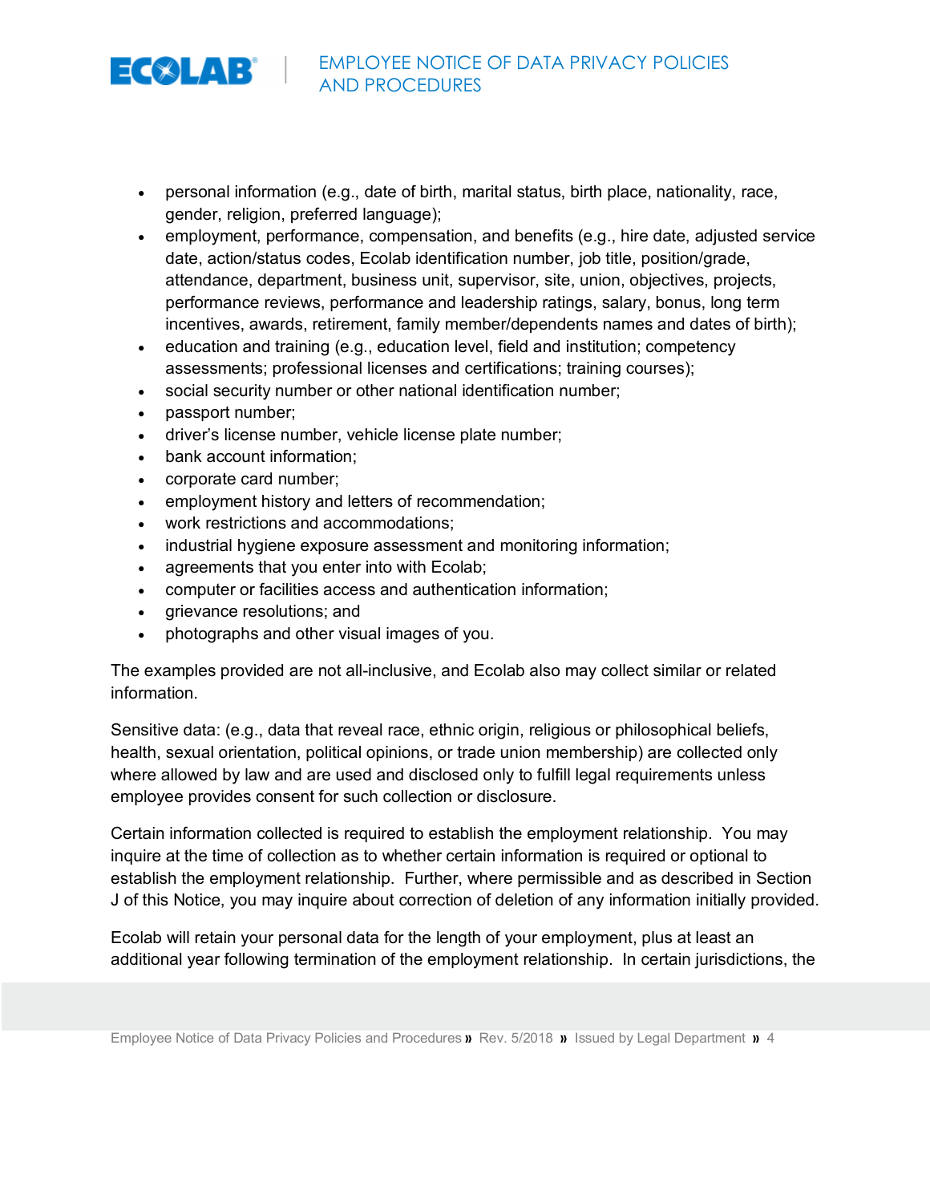- personal information (e.g., date of birth, marital status, birth place, nationality, race, gender, religion, preferred language);
- employment, performance, compensation, and benefits (e.g., hire date, adjusted service date, action/status codes, Ecolab identification number, job title, position/grade, attendance, department, business unit, supervisor, site, union, objectives, projects, performance reviews, performance and leadership ratings, salary, bonus, long term incentives, awards, retirement, family member/dependents names and dates of birth);
- education and training (e.g., education level, field and institution; competency assessments; professional licenses and certifications; training courses);
- social security number or other national identification number;
- passport number;
- driver's license number, vehicle license plate number;
- bank account information;
- corporate card number;
- employment history and letters of recommendation;
- work restrictions and accommodations;
- industrial hygiene exposure assessment and monitoring information;
- agreements that you enter into with Ecolab;
- computer or facilities access and authentication information;
- grievance resolutions; and
- photographs and other visual images of you.

The examples provided are not all-inclusive, and Ecolab also may collect similar or related information.

Sensitive data: (e.g., data that reveal race, ethnic origin, religious or philosophical beliefs, health, sexual orientation, political opinions, or trade union membership) are collected only where allowed by law and are used and disclosed only to fulfill legal requirements unless employee provides consent for such collection or disclosure.

Certain information collected is required to establish the employment relationship. You may inquire at the time of collection as to whether certain information is required or optional to establish the employment relationship. Further, where permissible and as described in Section J of this Notice, you may inquire about correction of deletion of any information initially provided.

Ecolab will retain your personal data for the length of your employment, plus at least an additional year following termination of the employment relationship. In certain jurisdictions, the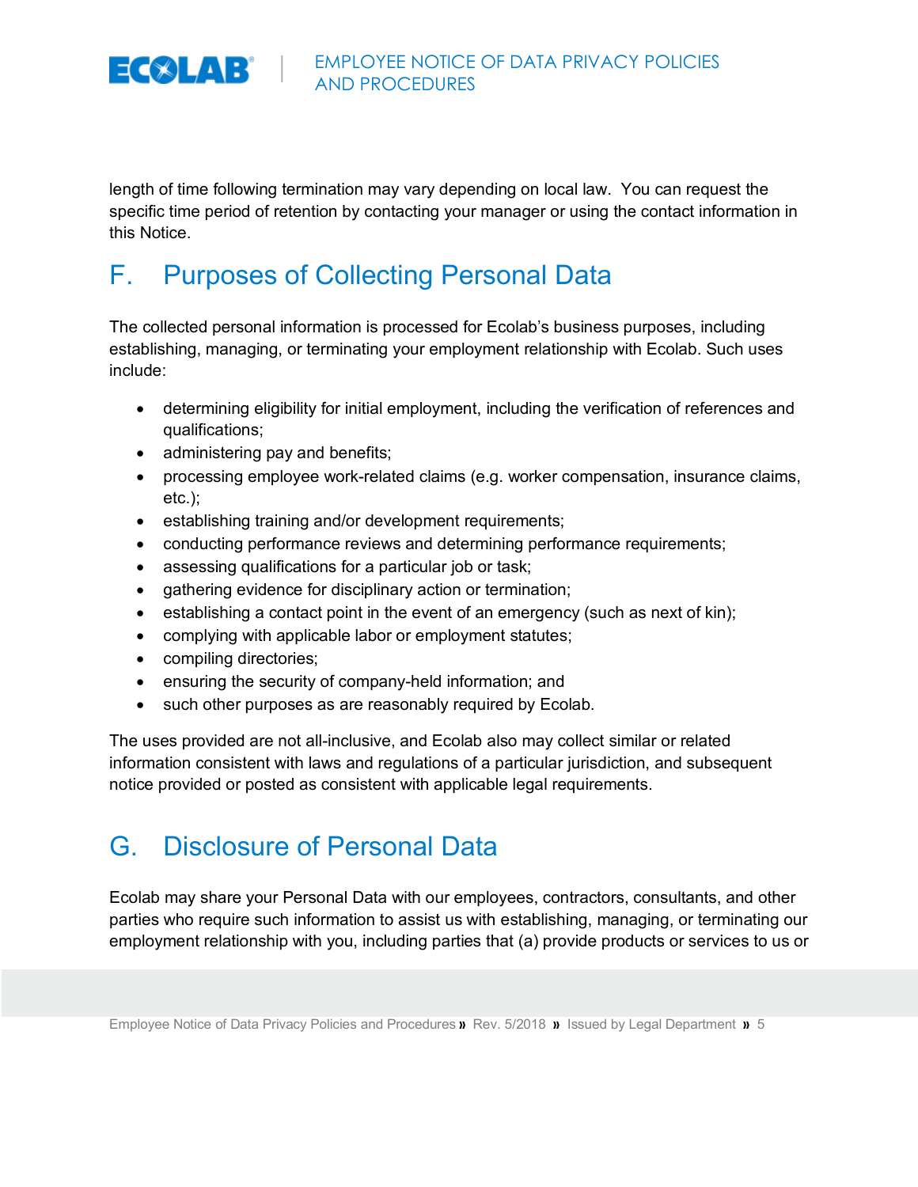length of time following termination may vary depending on local law. You can request the specific time period of retention by contacting your manager or using the contact information in this Notice.

## F. Purposes of Collecting Personal Data

The collected personal information is processed for Ecolab's business purposes, including establishing, managing, or terminating your employment relationship with Ecolab. Such uses include:

- determining eligibility for initial employment, including the verification of references and qualifications;
- administering pay and benefits;
- processing employee work-related claims (e.g. worker compensation, insurance claims, etc.);
- establishing training and/or development requirements;
- conducting performance reviews and determining performance requirements;
- assessing qualifications for a particular job or task;
- gathering evidence for disciplinary action or termination;
- establishing a contact point in the event of an emergency (such as next of kin);
- complying with applicable labor or employment statutes;
- compiling directories;
- ensuring the security of company-held information; and
- such other purposes as are reasonably required by Ecolab.

The uses provided are not all-inclusive, and Ecolab also may collect similar or related information consistent with laws and regulations of a particular jurisdiction, and subsequent notice provided or posted as consistent with applicable legal requirements.

## G. Disclosure of Personal Data

Ecolab may share your Personal Data with our employees, contractors, consultants, and other parties who require such information to assist us with establishing, managing, or terminating our employment relationship with you, including parties that (a) provide products or services to us or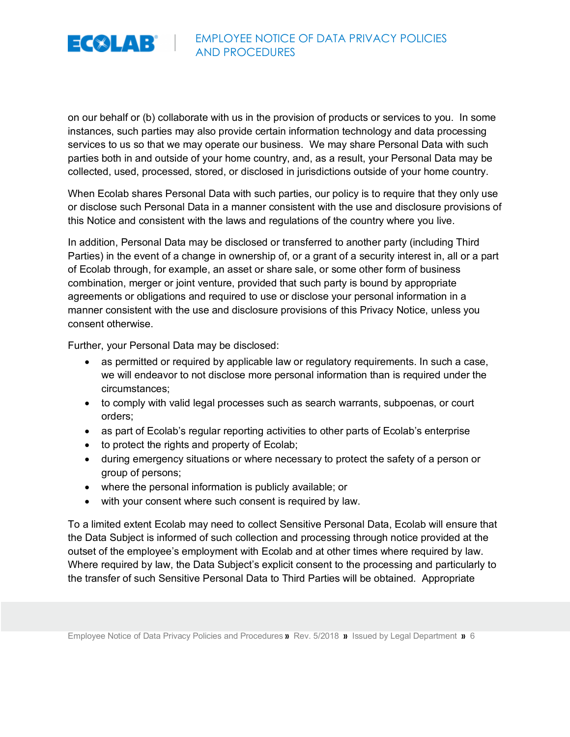on our behalf or (b) collaborate with us in the provision of products or services to you. In some instances, such parties may also provide certain information technology and data processing services to us so that we may operate our business. We may share Personal Data with such parties both in and outside of your home country, and, as a result, your Personal Data may be collected, used, processed, stored, or disclosed in jurisdictions outside of your home country.

When Ecolab shares Personal Data with such parties, our policy is to require that they only use or disclose such Personal Data in a manner consistent with the use and disclosure provisions of this Notice and consistent with the laws and regulations of the country where you live.

In addition, Personal Data may be disclosed or transferred to another party (including Third Parties) in the event of a change in ownership of, or a grant of a security interest in, all or a part of Ecolab through, for example, an asset or share sale, or some other form of business combination, merger or joint venture, provided that such party is bound by appropriate agreements or obligations and required to use or disclose your personal information in a manner consistent with the use and disclosure provisions of this Privacy Notice, unless you consent otherwise.

Further, your Personal Data may be disclosed:

- as permitted or required by applicable law or regulatory requirements. In such a case, we will endeavor to not disclose more personal information than is required under the circumstances;
- to comply with valid legal processes such as search warrants, subpoenas, or court orders;
- as part of Ecolab's regular reporting activities to other parts of Ecolab's enterprise
- to protect the rights and property of Ecolab;
- during emergency situations or where necessary to protect the safety of a person or group of persons;
- where the personal information is publicly available; or
- with your consent where such consent is required by law.

To a limited extent Ecolab may need to collect Sensitive Personal Data, Ecolab will ensure that the Data Subject is informed of such collection and processing through notice provided at the outset of the employee's employment with Ecolab and at other times where required by law. Where required by law, the Data Subject's explicit consent to the processing and particularly to the transfer of such Sensitive Personal Data to Third Parties will be obtained. Appropriate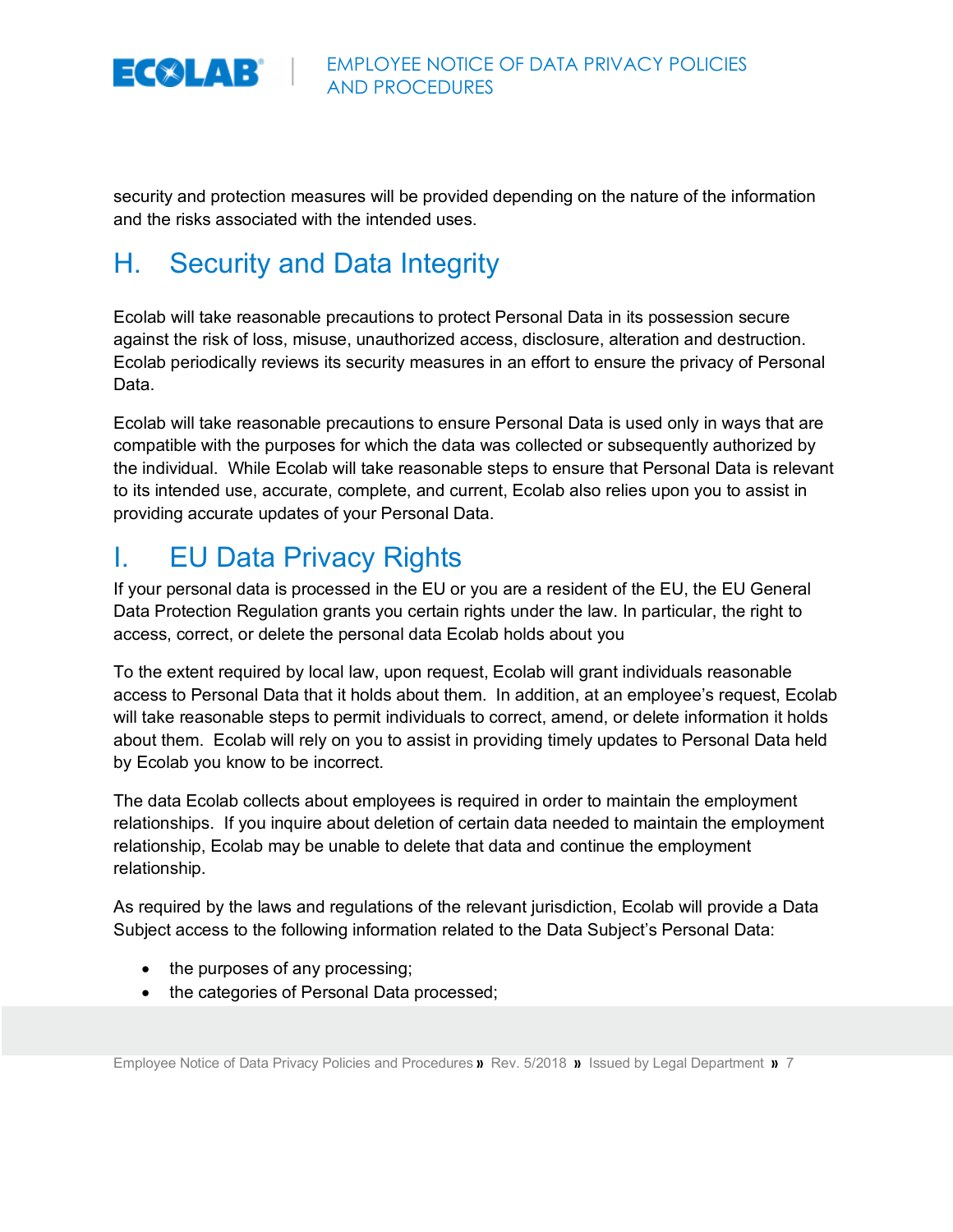security and protection measures will be provided depending on the nature of the information and the risks associated with the intended uses.

## H. Security and Data Integrity

Ecolab will take reasonable precautions to protect Personal Data in its possession secure against the risk of loss, misuse, unauthorized access, disclosure, alteration and destruction. Ecolab periodically reviews its security measures in an effort to ensure the privacy of Personal Data.

Ecolab will take reasonable precautions to ensure Personal Data is used only in ways that are compatible with the purposes for which the data was collected or subsequently authorized by the individual. While Ecolab will take reasonable steps to ensure that Personal Data is relevant to its intended use, accurate, complete, and current, Ecolab also relies upon you to assist in providing accurate updates of your Personal Data.

## I. EU Data Privacy Rights

If your personal data is processed in the EU or you are a resident of the EU, the EU General Data Protection Regulation grants you certain rights under the law. In particular, the right to access, correct, or delete the personal data Ecolab holds about you

To the extent required by local law, upon request, Ecolab will grant individuals reasonable access to Personal Data that it holds about them. In addition, at an employee's request, Ecolab will take reasonable steps to permit individuals to correct, amend, or delete information it holds about them. Ecolab will rely on you to assist in providing timely updates to Personal Data held by Ecolab you know to be incorrect.

The data Ecolab collects about employees is required in order to maintain the employment relationships. If you inquire about deletion of certain data needed to maintain the employment relationship, Ecolab may be unable to delete that data and continue the employment relationship.

As required by the laws and regulations of the relevant jurisdiction, Ecolab will provide a Data Subject access to the following information related to the Data Subject's Personal Data:

- the purposes of any processing;
- the categories of Personal Data processed;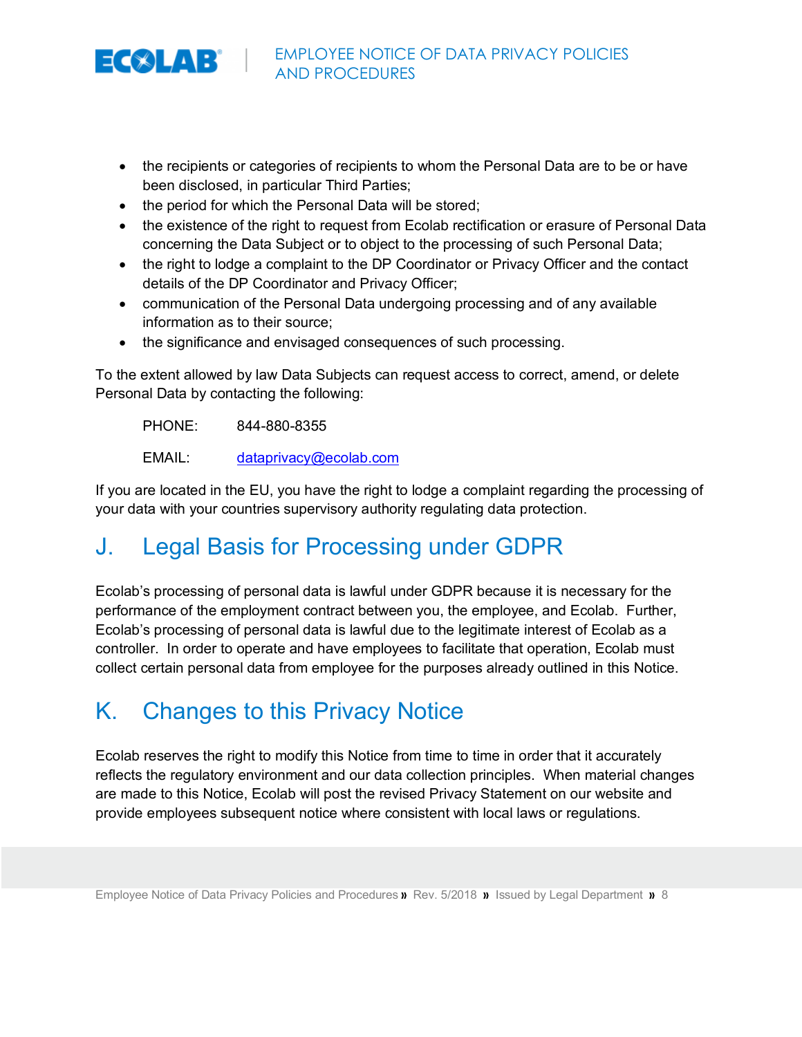- the recipients or categories of recipients to whom the Personal Data are to be or have been disclosed, in particular Third Parties;
- the period for which the Personal Data will be stored;
- the existence of the right to request from Ecolab rectification or erasure of Personal Data concerning the Data Subject or to object to the processing of such Personal Data;
- the right to lodge a complaint to the DP Coordinator or Privacy Officer and the contact details of the DP Coordinator and Privacy Officer;
- communication of the Personal Data undergoing processing and of any available information as to their source;
- the significance and envisaged consequences of such processing.

To the extent allowed by law Data Subjects can request access to correct, amend, or delete Personal Data by contacting the following:

PHONE: 844-880-8355

EMAIL: dataprivacy@ecolab.com

If you are located in the EU, you have the right to lodge a complaint regarding the processing of your data with your countries supervisory authority regulating data protection.

## J. Legal Basis for Processing under GDPR

Ecolab's processing of personal data is lawful under GDPR because it is necessary for the performance of the employment contract between you, the employee, and Ecolab. Further, Ecolab's processing of personal data is lawful due to the legitimate interest of Ecolab as a controller. In order to operate and have employees to facilitate that operation, Ecolab must collect certain personal data from employee for the purposes already outlined in this Notice.

## K. Changes to this Privacy Notice

Ecolab reserves the right to modify this Notice from time to time in order that it accurately reflects the regulatory environment and our data collection principles. When material changes are made to this Notice, Ecolab will post the revised Privacy Statement on our website and provide employees subsequent notice where consistent with local laws or regulations.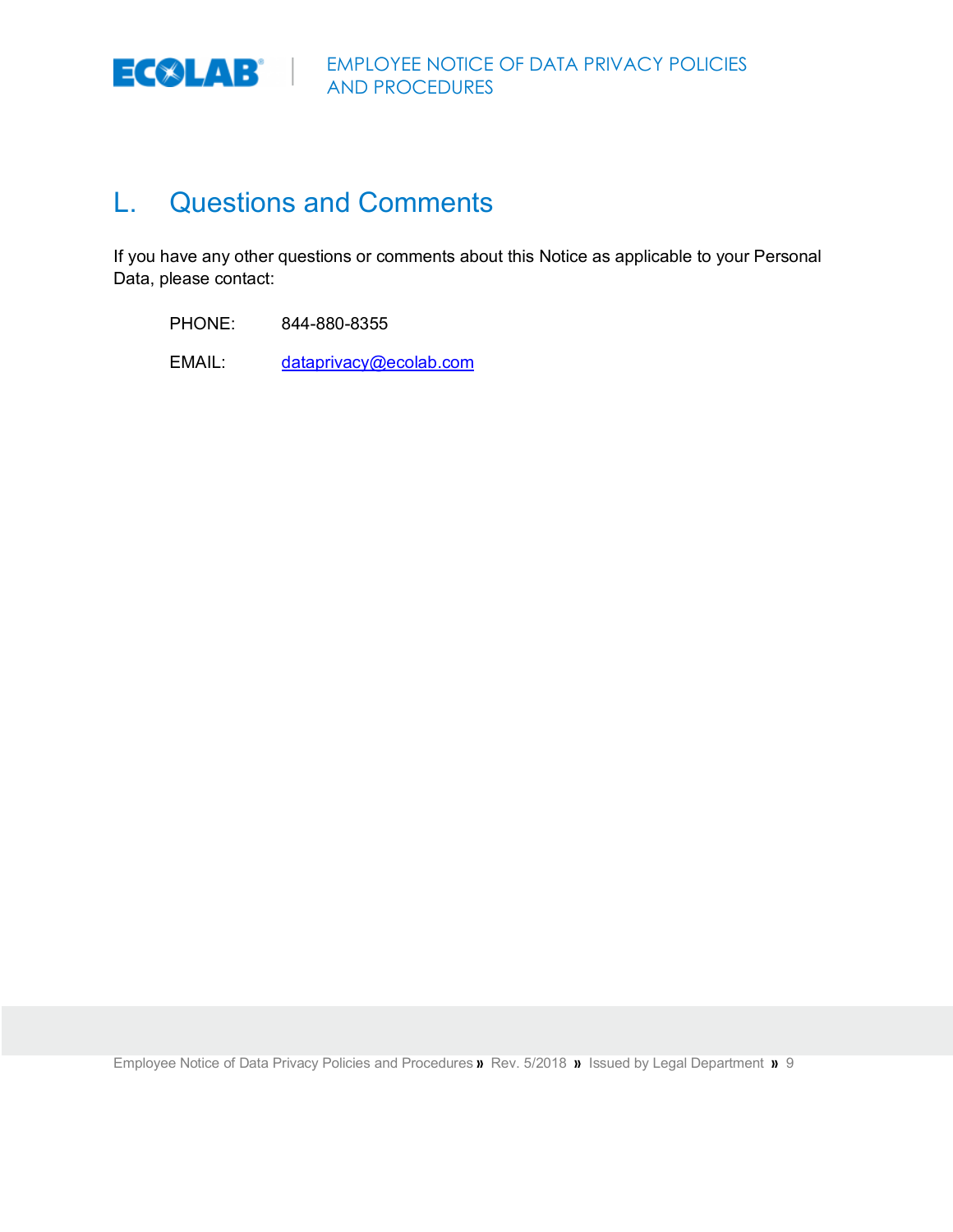## L. Questions and Comments

If you have any other questions or comments about this Notice as applicable to your Personal Data, please contact:

PHONE: 844-880-8355

EMAIL: dataprivacy@ecolab.com